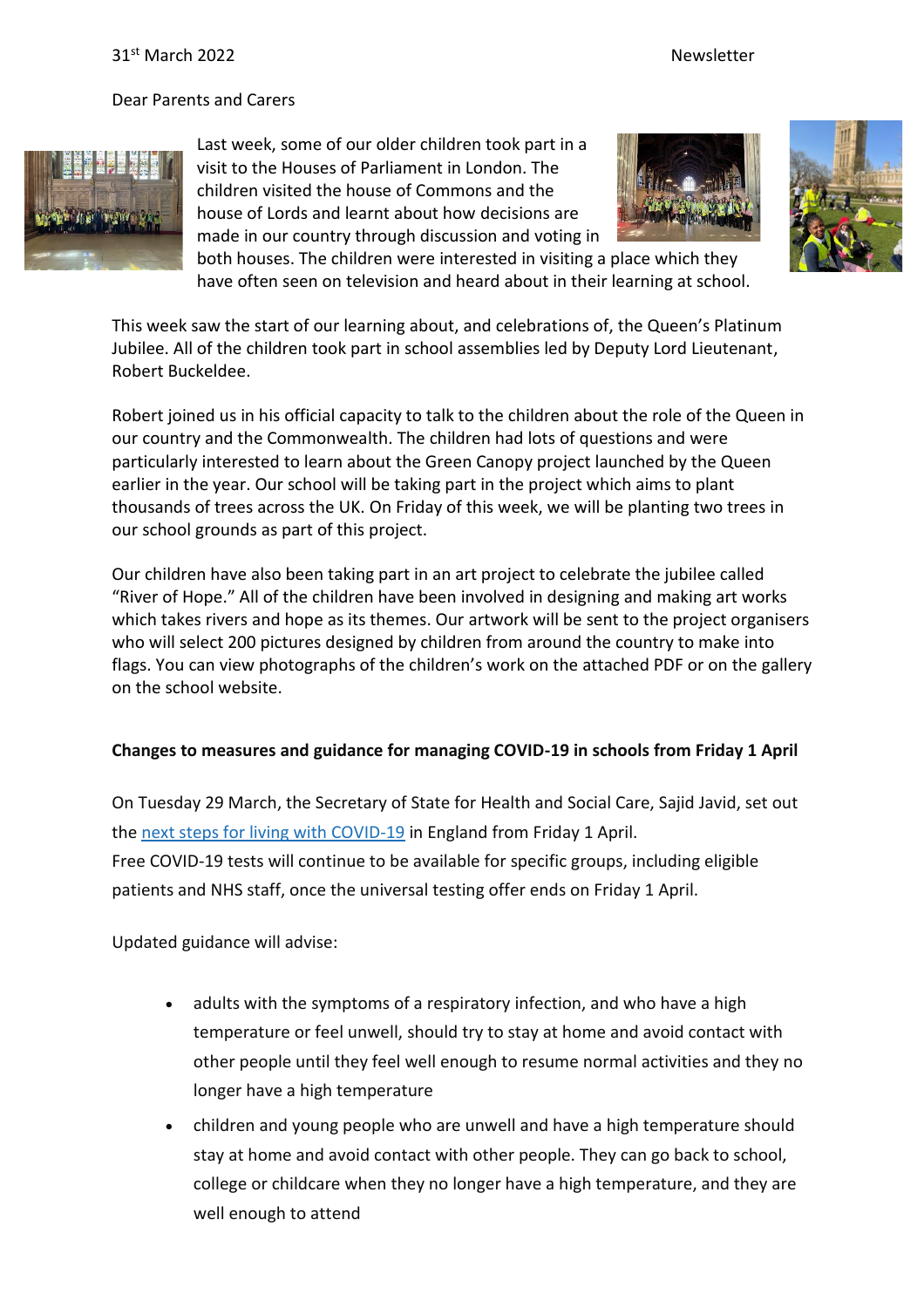31st March 2022 Newsletter

Dear Parents and Carers

Last week, some of our older children took part in a visit to the Houses of Parliament in London. The children visited the house of Commons and the house of Lords and learnt about how decisions are made in our country through discussion and voting in both houses. The children were interested in visiting a place which they have often seen on television and heard about in their learning at school.

This week saw the start of our learning about, and celebrations of, the Queen's Platinum Jubilee. All of the children took part in school assemblies led by Deputy Lord Lieutenant, Robert Buckeldee.

Robert joined us in his official capacity to talk to the children about the role of the Queen in our country and the Commonwealth. The children had lots of questions and were particularly interested to learn about the Green Canopy project launched by the Queen earlier in the year. Our school will be taking part in the project which aims to plant thousands of trees across the UK. On Friday of this week, we will be planting two trees in our school grounds as part of this project.

Our children have also been taking part in an art project to celebrate the jubilee called "River of Hope." All of the children have been involved in designing and making art works which takes rivers and hope as its themes. Our artwork will be sent to the project organisers who will select 200 pictures designed by children from around the country to make into flags. You can view photographs of the children's work on the attached PDF or on the gallery on the school website.

**Changes to measures and guidance for managing COVID-19 in schools from Friday 1 April**

On Tuesday 29 March, the Secretary of State for Health and Social Care, Sajid Javid, set out the next steps for living with COVID-19 in England from Friday 1 April.
Free COVID-19 tests will continue to be available for specific groups, including eligible patients and NHS staff, once the universal testing offer ends on Friday 1 April.

Updated guidance will advise:

- adults with the symptoms of a respiratory infection, and who have a high temperature or feel unwell, should try to stay at home and avoid contact with other people until they feel well enough to resume normal activities and they no longer have a high temperature
- children and young people who are unwell and have a high temperature should stay at home and avoid contact with other people. They can go back to school, college or childcare when they no longer have a high temperature, and they are well enough to attend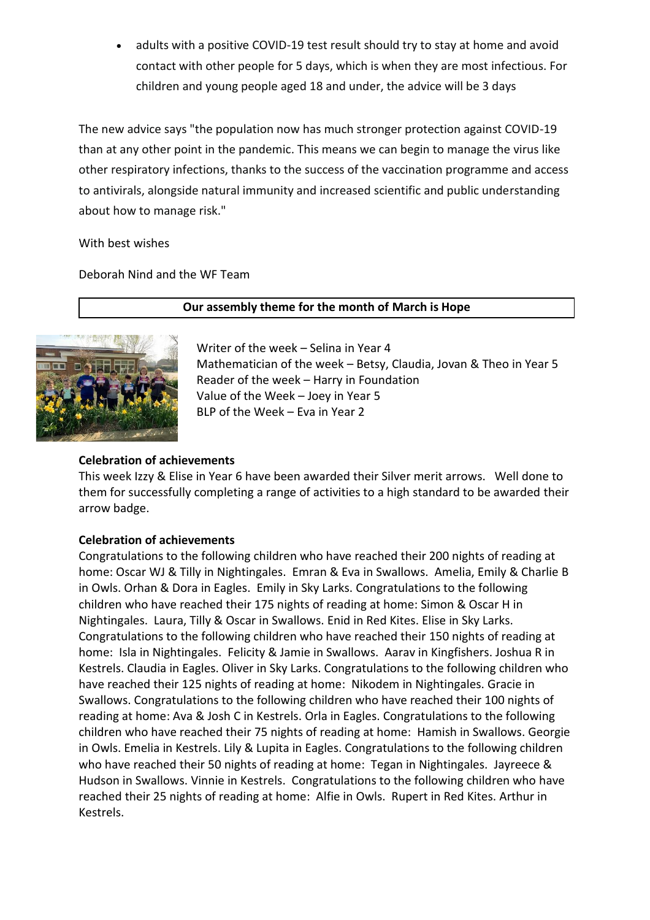- adults with a positive COVID-19 test result should try to stay at home and avoid contact with other people for 5 days, which is when they are most infectious. For children and young people aged 18 and under, the advice will be 3 days

The new advice says "the population now has much stronger protection against COVID-19 than at any other point in the pandemic. This means we can begin to manage the virus like other respiratory infections, thanks to the success of the vaccination programme and access to antivirals, alongside natural immunity and increased scientific and public understanding about how to manage risk."

With best wishes

Deborah Nind and the WF Team

**Our assembly theme for the month of March is Hope**

Writer of the week – Selina in Year 4
Mathematician of the week – Betsy, Claudia, Jovan & Theo in Year 5
Reader of the week – Harry in Foundation
Value of the Week – Joey in Year 5
BLP of the Week – Eva in Year 2

**Celebration of achievements**

This week Izzy & Elise in Year 6 have been awarded their Silver merit arrows. Well done to them for successfully completing a range of activities to a high standard to be awarded their arrow badge.

**Celebration of achievements**

Congratulations to the following children who have reached their 200 nights of reading at home: Oscar WJ & Tilly in Nightingales. Emran & Eva in Swallows. Amelia, Emily & Charlie B in Owls. Orhan & Dora in Eagles. Emily in Sky Larks. Congratulations to the following children who have reached their 175 nights of reading at home: Simon & Oscar H in Nightingales. Laura, Tilly & Oscar in Swallows. Enid in Red Kites. Elise in Sky Larks. Congratulations to the following children who have reached their 150 nights of reading at home: Isla in Nightingales. Felicity & Jamie in Swallows. Aarav in Kingfishers. Joshua R in Kestrels. Claudia in Eagles. Oliver in Sky Larks. Congratulations to the following children who have reached their 125 nights of reading at home: Nikodem in Nightingales. Gracie in Swallows. Congratulations to the following children who have reached their 100 nights of reading at home: Ava & Josh C in Kestrels. Orla in Eagles. Congratulations to the following children who have reached their 75 nights of reading at home: Hamish in Swallows. Georgie in Owls. Emelia in Kestrels. Lily & Lupita in Eagles. Congratulations to the following children who have reached their 50 nights of reading at home: Tegan in Nightingales. Jayreece & Hudson in Swallows. Vinnie in Kestrels. Congratulations to the following children who have reached their 25 nights of reading at home: Alfie in Owls. Rupert in Red Kites. Arthur in Kestrels.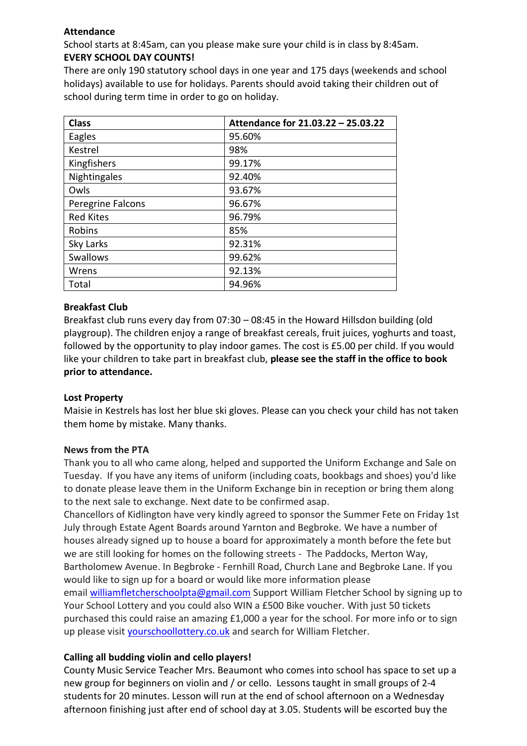**Attendance**

School starts at 8:45am, can you please make sure your child is in class by 8:45am.

**EVERY SCHOOL DAY COUNTS!**

There are only 190 statutory school days in one year and 175 days (weekends and school holidays) available to use for holidays. Parents should avoid taking their children out of school during term time in order to go on holiday.

| Class | Attendance for 21.03.22 – 25.03.22 |
|---|---|
| Eagles | 95.60% |
| Kestrel | 98% |
| Kingfishers | 99.17% |
| Nightingales | 92.40% |
| Owls | 93.67% |
| Peregrine Falcons | 96.67% |
| Red Kites | 96.79% |
| Robins | 85% |
| Sky Larks | 92.31% |
| Swallows | 99.62% |
| Wrens | 92.13% |
| Total | 94.96% |

**Breakfast Club**

Breakfast club runs every day from 07:30 – 08:45 in the Howard Hillsdon building (old playgroup). The children enjoy a range of breakfast cereals, fruit juices, yoghurts and toast, followed by the opportunity to play indoor games. The cost is £5.00 per child. If you would like your children to take part in breakfast club, **please see the staff in the office to book prior to attendance.**

**Lost Property**

Maisie in Kestrels has lost her blue ski gloves. Please can you check your child has not taken them home by mistake. Many thanks.

**News from the PTA**

Thank you to all who came along, helped and supported the Uniform Exchange and Sale on Tuesday. If you have any items of uniform (including coats, bookbags and shoes) you'd like to donate please leave them in the Uniform Exchange bin in reception or bring them along to the next sale to exchange. Next date to be confirmed asap.

Chancellors of Kidlington have very kindly agreed to sponsor the Summer Fete on Friday 1st July through Estate Agent Boards around Yarnton and Begbroke. We have a number of houses already signed up to house a board for approximately a month before the fete but we are still looking for homes on the following streets - The Paddocks, Merton Way, Bartholomew Avenue. In Begbroke - Fernhill Road, Church Lane and Begbroke Lane. If you would like to sign up for a board or would like more information please email williamfletcherschoolpta@gmail.com Support William Fletcher School by signing up to Your School Lottery and you could also WIN a £500 Bike voucher. With just 50 tickets purchased this could raise an amazing £1,000 a year for the school. For more info or to sign up please visit yourschoollottery.co.uk and search for William Fletcher.

**Calling all budding violin and cello players!**

County Music Service Teacher Mrs. Beaumont who comes into school has space to set up a new group for beginners on violin and / or cello. Lessons taught in small groups of 2-4 students for 20 minutes. Lesson will run at the end of school afternoon on a Wednesday afternoon finishing just after end of school day at 3.05. Students will be escorted buy the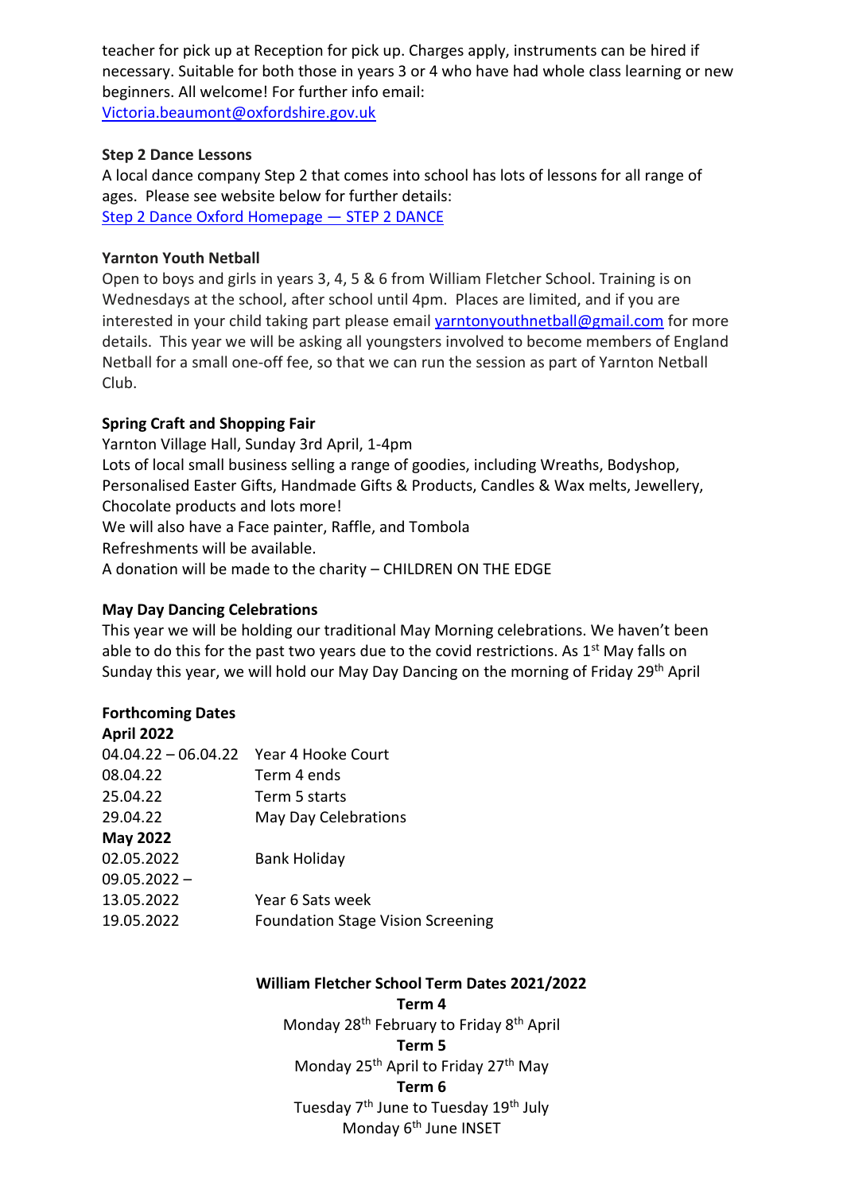teacher for pick up at Reception for pick up. Charges apply, instruments can be hired if necessary. Suitable for both those in years 3 or 4 who have had whole class learning or new beginners. All welcome! For further info email: [Victoria.beaumont@oxfordshire.gov.uk](mailto:Victoria.beaumont@oxfordshire.gov.uk)

**Step 2 Dance Lessons**

A local dance company Step 2 that comes into school has lots of lessons for all range of ages. Please see website below for further details:
[Step 2 Dance Oxford Homepage — STEP 2 DANCE]()

**Yarnton Youth Netball**

Open to boys and girls in years 3, 4, 5 & 6 from William Fletcher School. Training is on Wednesdays at the school, after school until 4pm. Places are limited, and if you are interested in your child taking part please email [yarntonyouthnetball@gmail.com](mailto:yarntonyouthnetball@gmail.com) for more details. This year we will be asking all youngsters involved to become members of England Netball for a small one-off fee, so that we can run the session as part of Yarnton Netball Club.

**Spring Craft and Shopping Fair**

Yarnton Village Hall, Sunday 3rd April, 1-4pm
Lots of local small business selling a range of goodies, including Wreaths, Bodyshop, Personalised Easter Gifts, Handmade Gifts & Products, Candles & Wax melts, Jewellery, Chocolate products and lots more!
We will also have a Face painter, Raffle, and Tombola
Refreshments will be available.
A donation will be made to the charity – CHILDREN ON THE EDGE

**May Day Dancing Celebrations**

This year we will be holding our traditional May Morning celebrations. We haven't been able to do this for the past two years due to the covid restrictions. As 1st May falls on Sunday this year, we will hold our May Day Dancing on the morning of Friday 29th April

**Forthcoming Dates**

| **April 2022** | |
|---|---|
| 04.04.22 – 06.04.22 | Year 4 Hooke Court |
| 08.04.22 | Term 4 ends |
| 25.04.22 | Term 5 starts |
| 29.04.22 | May Day Celebrations |
| **May 2022** | |
| 02.05.2022 | Bank Holiday |
| 09.05.2022 – 13.05.2022 | Year 6 Sats week |
| 19.05.2022 | Foundation Stage Vision Screening |

**William Fletcher School Term Dates 2021/2022**

**Term 4**
Monday 28th February to Friday 8th April

**Term 5**
Monday 25th April to Friday 27th May

**Term 6**
Tuesday 7th June to Tuesday 19th July
Monday 6th June INSET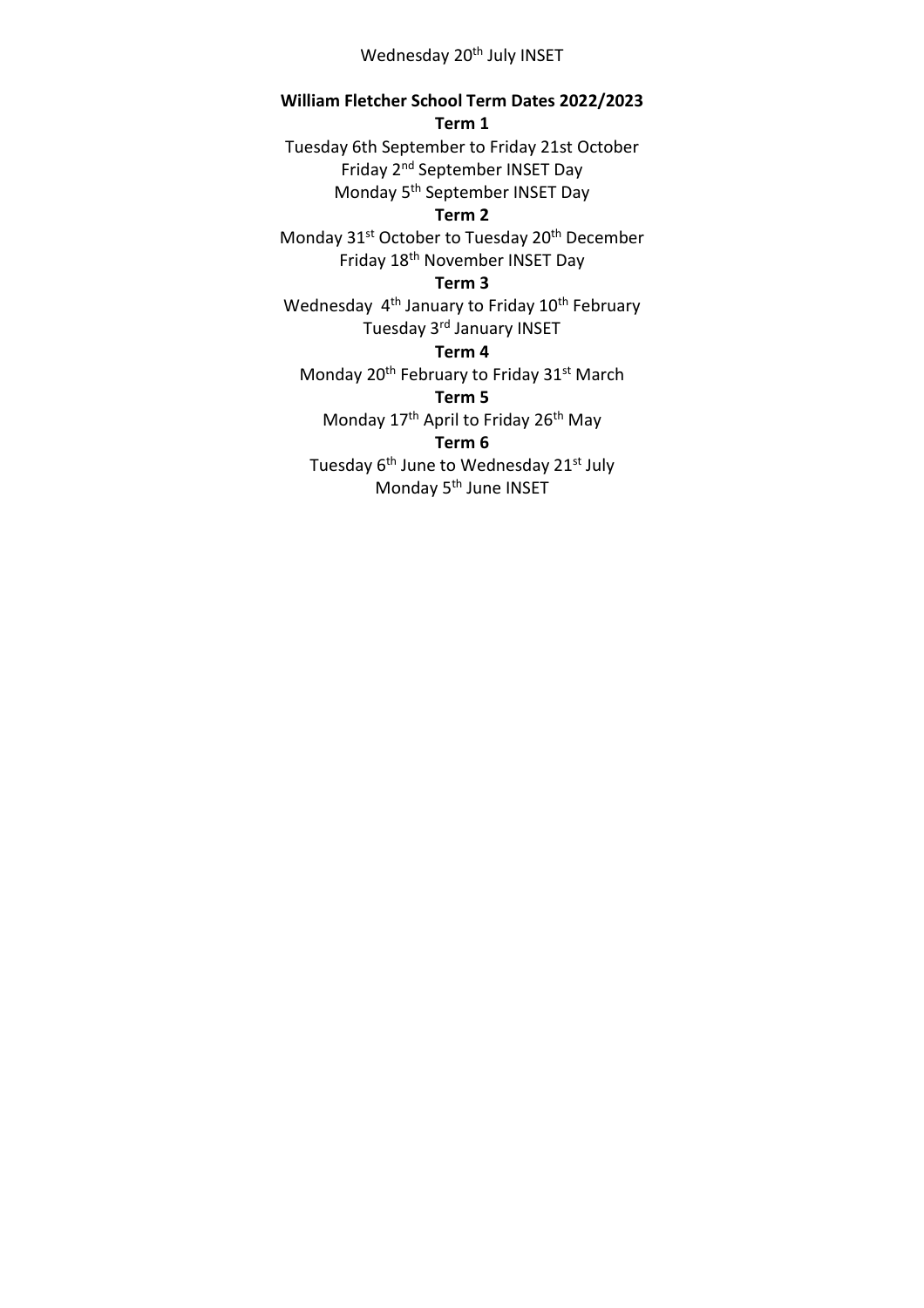Wednesday 20th July INSET

**William Fletcher School Term Dates 2022/2023**

**Term 1**

Tuesday 6th September to Friday 21st October
Friday 2nd September INSET Day
Monday 5th September INSET Day

**Term 2**

Monday 31st October to Tuesday 20th December
Friday 18th November INSET Day

**Term 3**

Wednesday 4th January to Friday 10th February
Tuesday 3rd January INSET

**Term 4**

Monday 20th February to Friday 31st March

**Term 5**

Monday 17th April to Friday 26th May

**Term 6**

Tuesday 6th June to Wednesday 21st July
Monday 5th June INSET